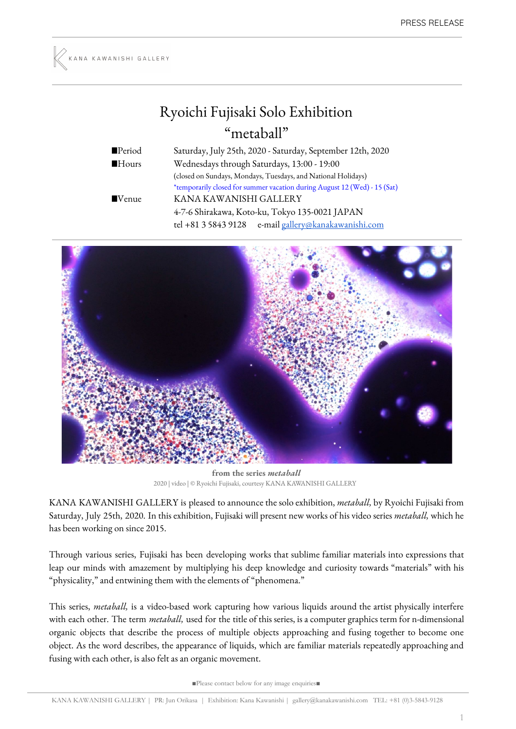PRESS RELEASE

KANA KAWANISHI GALLERY

# Ryoichi Fujisaki Solo Exhibition
# "metaball"

| | |
|---|---|
| ■Period | Saturday, July 25th, 2020 - Saturday, September 12th, 2020 |
| ■Hours | Wednesdays through Saturdays, 13:00 - 19:00<br>(closed on Sundays, Mondays, Tuesdays, and National Holidays)<br>*temporarily closed for summer vacation during August 12 (Wed) - 15 (Sat) |
| ■Venue | KANA KAWANISHI GALLERY<br>4-7-6 Shirakawa, Koto-ku, Tokyo 135-0021 JAPAN<br>tel +81 3 5843 9128 e-mail gallery@kanakawanishi.com |

**from the series *metaball***
2020 | video | © Ryoichi Fujisaki, courtesy KANA KAWANISHI GALLERY

KANA KAWANISHI GALLERY is pleased to announce the solo exhibition, *metaball,* by Ryoichi Fujisaki from Saturday, July 25th, 2020. In this exhibition, Fujisaki will present new works of his video series *metaball,* which he has been working on since 2015.

Through various series, Fujisaki has been developing works that sublime familiar materials into expressions that leap our minds with amazement by multiplying his deep knowledge and curiosity towards "materials" with his "physicality," and entwining them with the elements of "phenomena."

This series, *metaball,* is a video-based work capturing how various liquids around the artist physically interfere with each other. The term *metaball,* used for the title of this series, is a computer graphics term for n-dimensional organic objects that describe the process of multiple objects approaching and fusing together to become one object. As the word describes, the appearance of liquids, which are familiar materials repeatedly approaching and fusing with each other, is also felt as an organic movement.

■Please contact below for any image enquiries■

KANA KAWANISHI GALLERY | PR: Jun Orikasa | Exhibition: Kana Kawanishi | gallery@kanakawanishi.com TEL: +81 (0)3-5843-9128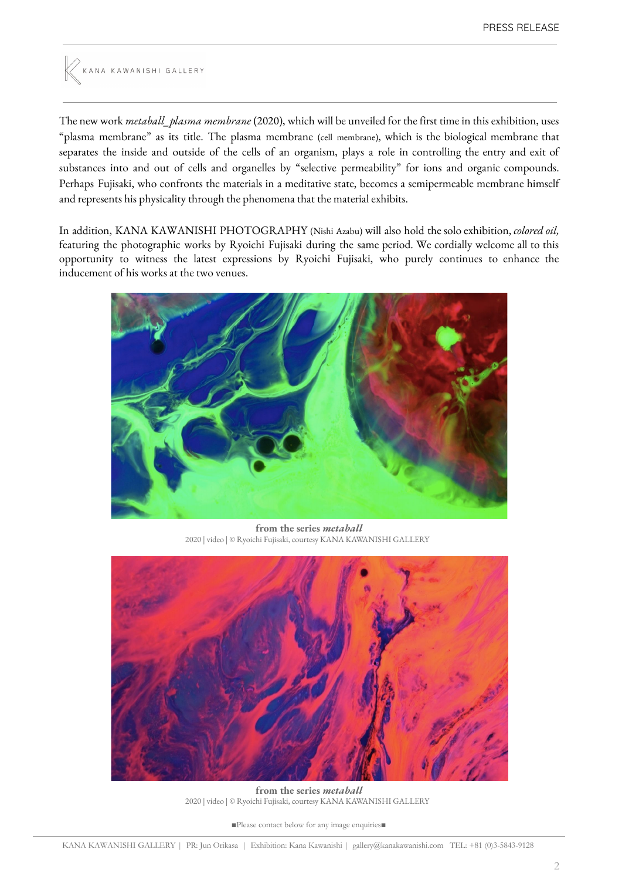The new work *metaball_plasma membrane* (2020), which will be unveiled for the first time in this exhibition, uses "plasma membrane" as its title. The plasma membrane (cell membrane), which is the biological membrane that separates the inside and outside of the cells of an organism, plays a role in controlling the entry and exit of substances into and out of cells and organelles by "selective permeability" for ions and organic compounds. Perhaps Fujisaki, who confronts the materials in a meditative state, becomes a semipermeable membrane himself and represents his physicality through the phenomena that the material exhibits.

In addition, KANA KAWANISHI PHOTOGRAPHY (Nishi Azabu) will also hold the solo exhibition, *colored oil,* featuring the photographic works by Ryoichi Fujisaki during the same period. We cordially welcome all to this opportunity to witness the latest expressions by Ryoichi Fujisaki, who purely continues to enhance the inducement of his works at the two venues.

**from the series *metaball***
2020 | video | © Ryoichi Fujisaki, courtesy KANA KAWANISHI GALLERY

**from the series *metaball***
2020 | video | © Ryoichi Fujisaki, courtesy KANA KAWANISHI GALLERY

■Please contact below for any image enquiries■

KANA KAWANISHI GALLERY | PR: Jun Orikasa | Exhibition: Kana Kawanishi | gallery@kanakawanishi.com TEL: +81 (0)3-5843-9128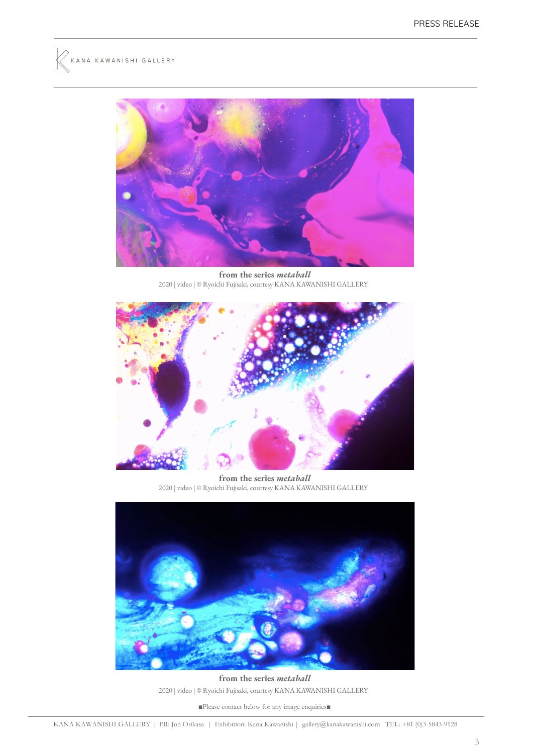**from the series *metaball***
2020 | video | © Ryoichi Fujisaki, courtesy KANA KAWANISHI GALLERY

**from the series *metaball***
2020 | video | © Ryoichi Fujisaki, courtesy KANA KAWANISHI GALLERY

**from the series *metaball***
2020 | video | © Ryoichi Fujisaki, courtesy KANA KAWANISHI GALLERY

■Please contact below for any image enquiries■

KANA KAWANISHI GALLERY | PR: Jun Orikasa | Exhibition: Kana Kawanishi | gallery@kanakawanishi.com TEL: +81 (0)3-5843-9128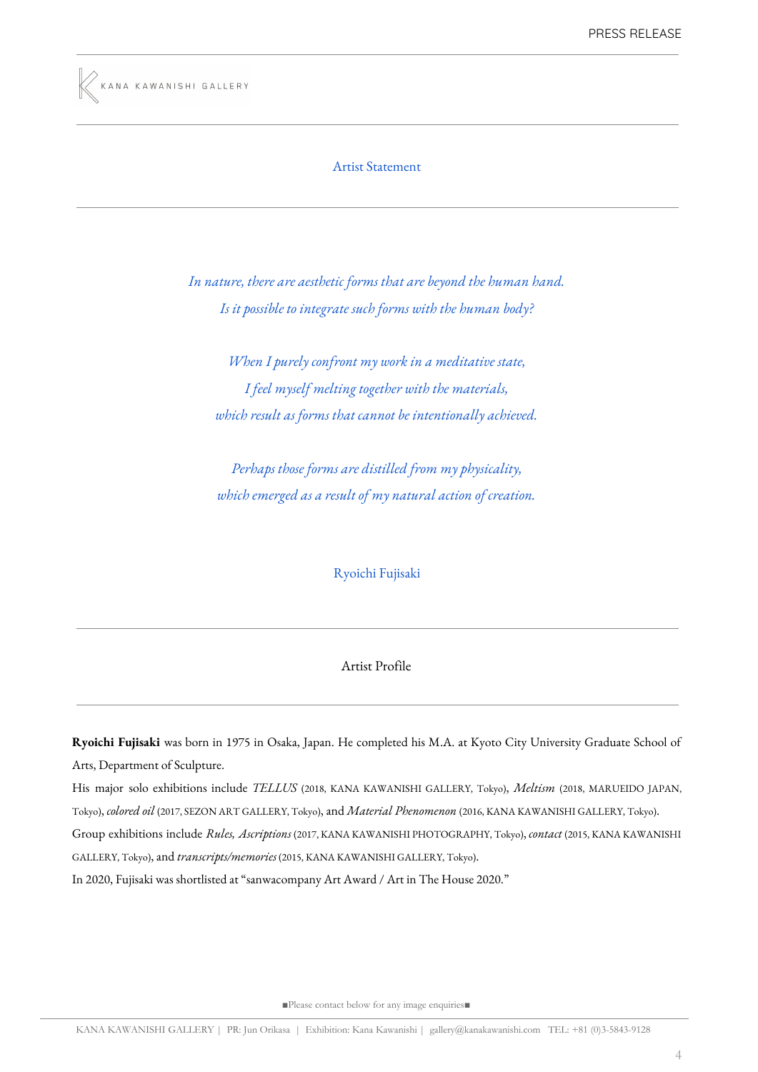## Artist Statement

*In nature, there are aesthetic forms that are beyond the human hand.*
*Is it possible to integrate such forms with the human body?*

*When I purely confront my work in a meditative state,*
*I feel myself melting together with the materials,*
*which result as forms that cannot be intentionally achieved.*

*Perhaps those forms are distilled from my physicality,*
*which emerged as a result of my natural action of creation.*

Ryoichi Fujisaki

## Artist Profile

**Ryoichi Fujisaki** was born in 1975 in Osaka, Japan. He completed his M.A. at Kyoto City University Graduate School of Arts, Department of Sculpture.

His major solo exhibitions include *TELLUS* (2018, KANA KAWANISHI GALLERY, Tokyo), *Meltism* (2018, MARUEIDO JAPAN, Tokyo), *colored oil* (2017, SEZON ART GALLERY, Tokyo), and *Material Phenomenon* (2016, KANA KAWANISHI GALLERY, Tokyo).

Group exhibitions include *Rules, Ascriptions* (2017, KANA KAWANISHI PHOTOGRAPHY, Tokyo), *contact* (2015, KANA KAWANISHI GALLERY, Tokyo), and *transcripts/memories* (2015, KANA KAWANISHI GALLERY, Tokyo).

In 2020, Fujisaki was shortlisted at "sanwacompany Art Award / Art in The House 2020."

■Please contact below for any image enquiries■

KANA KAWANISHI GALLERY | PR: Jun Orikasa | Exhibition: Kana Kawanishi | gallery@kanakawanishi.com TEL: +81 (0)3-5843-9128